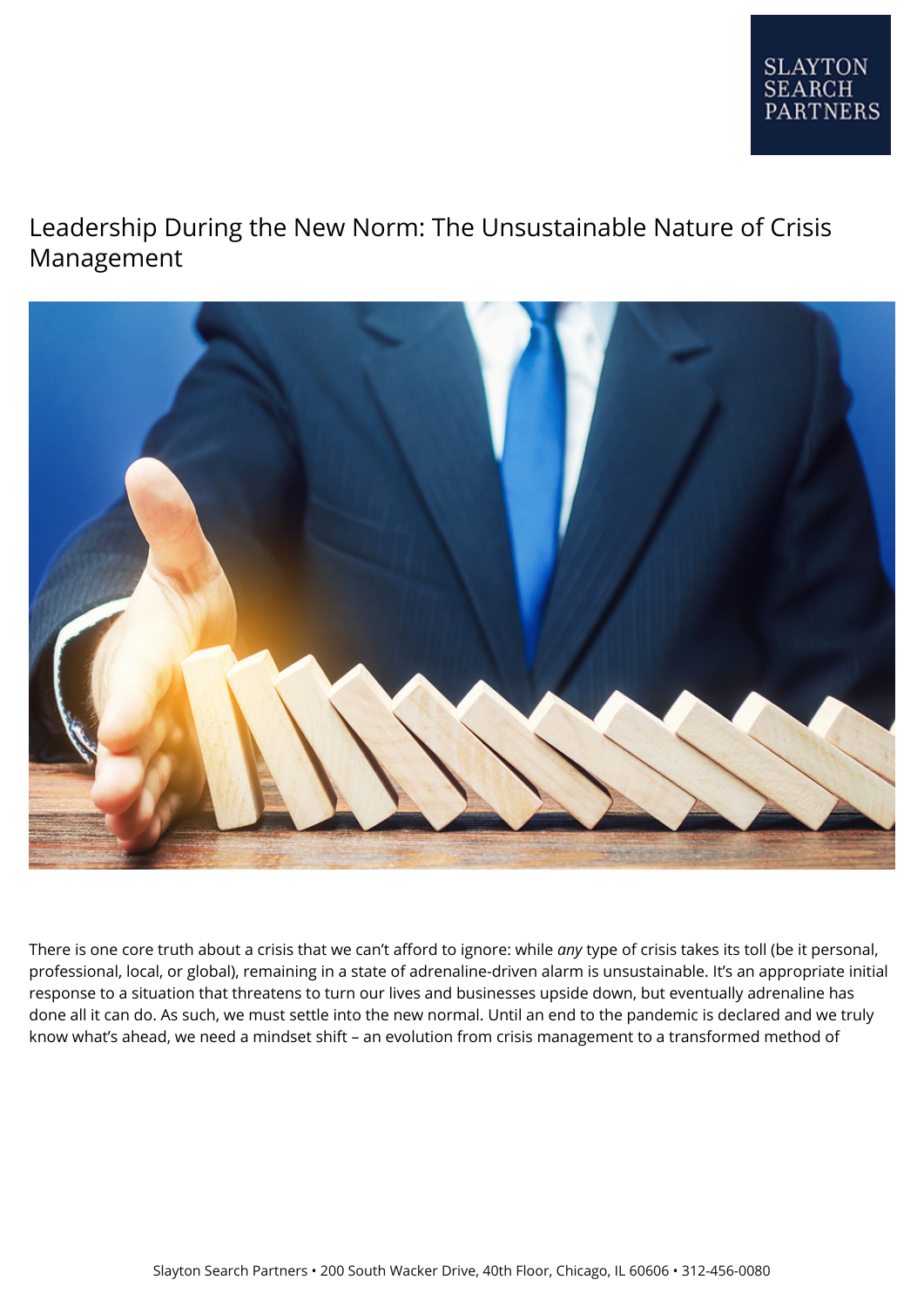# Leadership During the New Norm: The Unsustainable Nature of Crisis Management

There is one core truth about a crisis that we can't afford to ignore: while *any* type of crisis takes its toll (be it personal, professional, local, or global), remaining in a state of adrenaline-driven alarm is unsustainable. It's an appropriate initial response to a situation that threatens to turn our lives and businesses upside down, but eventually adrenaline has done all it can do. As such, we must settle into the new normal. Until an end to the pandemic is declared and we truly know what's ahead, we need a mindset shift – an evolution from crisis management to a transformed method of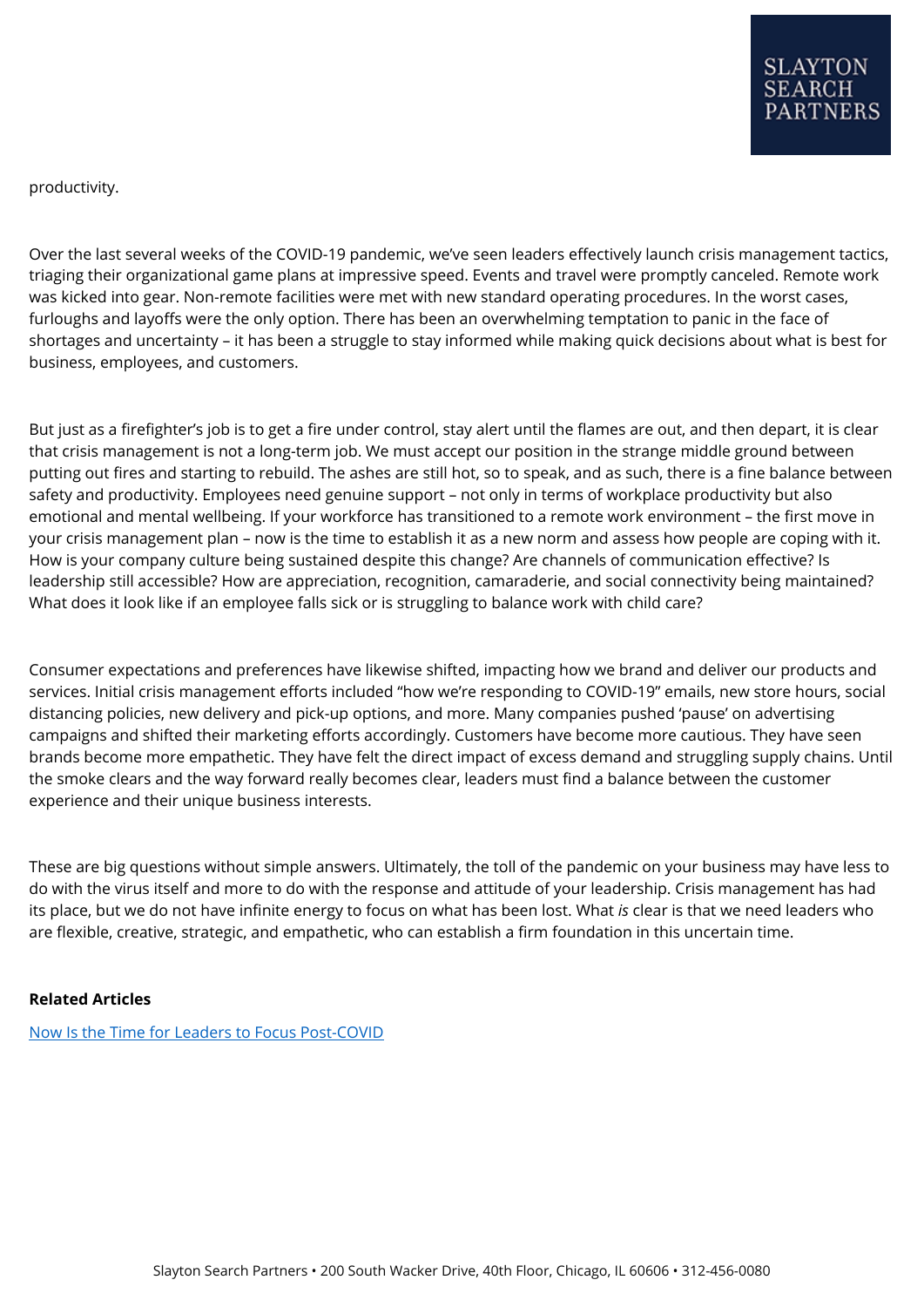productivity.

Over the last several weeks of the COVID-19 pandemic, we've seen leaders effectively launch crisis management tactics, triaging their organizational game plans at impressive speed. Events and travel were promptly canceled. Remote work was kicked into gear. Non-remote facilities were met with new standard operating procedures. In the worst cases, furloughs and layoffs were the only option. There has been an overwhelming temptation to panic in the face of shortages and uncertainty – it has been a struggle to stay informed while making quick decisions about what is best for business, employees, and customers.

But just as a firefighter's job is to get a fire under control, stay alert until the flames are out, and then depart, it is clear that crisis management is not a long-term job. We must accept our position in the strange middle ground between putting out fires and starting to rebuild. The ashes are still hot, so to speak, and as such, there is a fine balance between safety and productivity. Employees need genuine support – not only in terms of workplace productivity but also emotional and mental wellbeing. If your workforce has transitioned to a remote work environment – the first move in your crisis management plan – now is the time to establish it as a new norm and assess how people are coping with it. How is your company culture being sustained despite this change? Are channels of communication effective? Is leadership still accessible? How are appreciation, recognition, camaraderie, and social connectivity being maintained? What does it look like if an employee falls sick or is struggling to balance work with child care?

Consumer expectations and preferences have likewise shifted, impacting how we brand and deliver our products and services. Initial crisis management efforts included "how we're responding to COVID-19" emails, new store hours, social distancing policies, new delivery and pick-up options, and more. Many companies pushed 'pause' on advertising campaigns and shifted their marketing efforts accordingly. Customers have become more cautious. They have seen brands become more empathetic. They have felt the direct impact of excess demand and struggling supply chains. Until the smoke clears and the way forward really becomes clear, leaders must find a balance between the customer experience and their unique business interests.

These are big questions without simple answers. Ultimately, the toll of the pandemic on your business may have less to do with the virus itself and more to do with the response and attitude of your leadership. Crisis management has had its place, but we do not have infinite energy to focus on what has been lost. What *is* clear is that we need leaders who are flexible, creative, strategic, and empathetic, who can establish a firm foundation in this uncertain time.

**Related Articles**

[Now Is the Time for Leaders to Focus Post-COVID]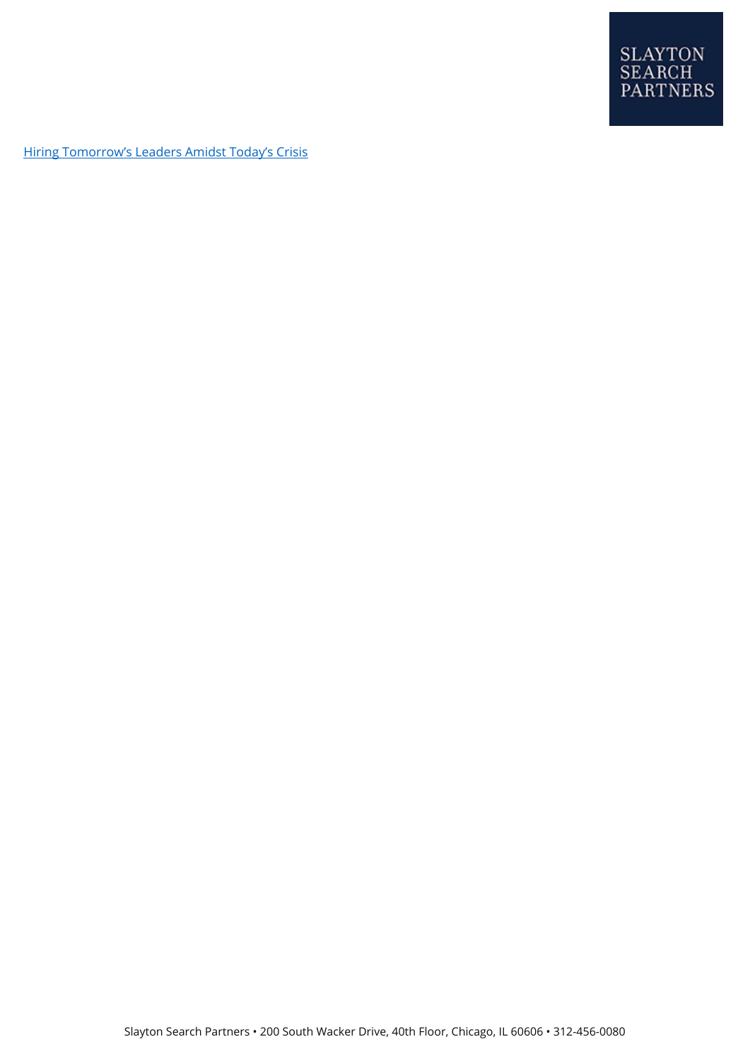[Hiring Tomorrow's Leaders Amidst Today's Crisis]